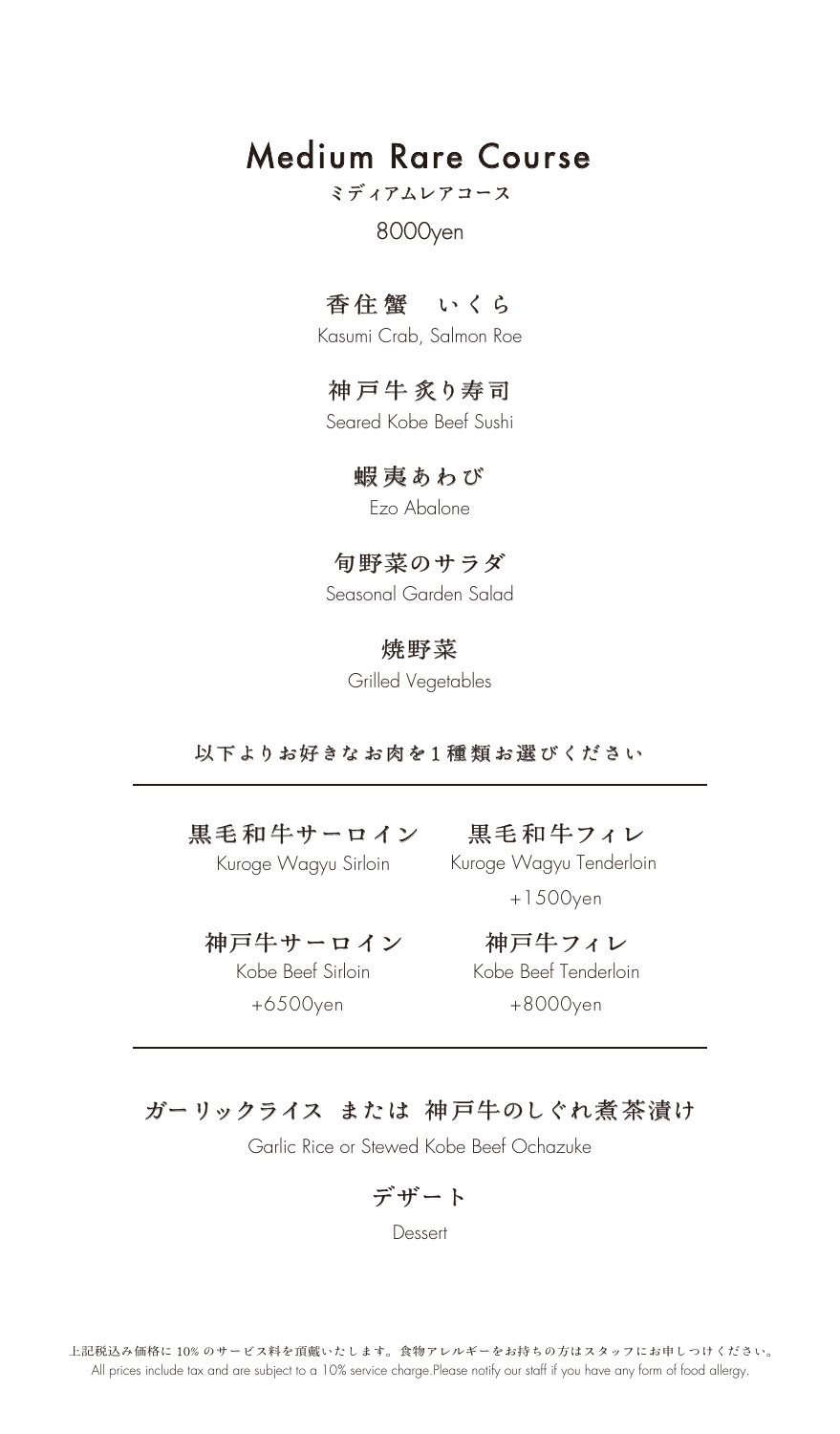# Medium Rare Course

ミディアムレアコース

8000yen

**香住蟹　いくら**

Kasumi Crab, Salmon Roe

**神戸牛炙り寿司**

Seared Kobe Beef Sushi

**蝦夷あわび**

Ezo Abalone

**旬野菜のサラダ**

Seasonal Garden Salad

**焼野菜**

Grilled Vegetables

**以下よりお好きなお肉を1種類お選びください**

---

**黒毛和牛サーロイン**

Kuroge Wagyu Sirloin

**黒毛和牛フィレ**

Kuroge Wagyu Tenderloin

+1500yen

**神戸牛サーロイン**

Kobe Beef Sirloin

+6500yen

**神戸牛フィレ**

Kobe Beef Tenderloin

+8000yen

---

**ガーリックライス または 神戸牛のしぐれ煮茶漬け**

Garlic Rice or Stewed Kobe Beef Ochazuke

**デザート**

Dessert

上記税込み価格に 10% のサービス料を頂戴いたします。食物アレルギーをお持ちの方はスタッフにお申しつけください。
All prices include tax and are subject to a 10% service charge.Please notify our staff if you have any form of food allergy.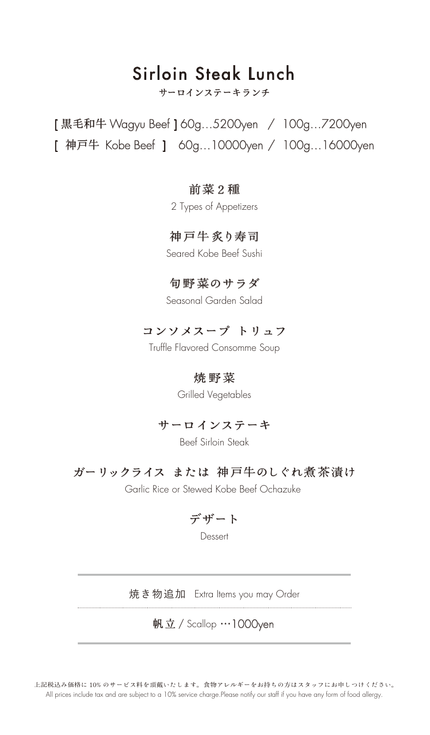# Sirloin Steak Lunch

サーロインステーキランチ

[ 黒毛和牛 Wagyu Beef ] 60g…5200yen / 100g…7200yen

[ 神戸牛 Kobe Beef ] 60g…10000yen / 100g…16000yen

**前菜２種**

2 Types of Appetizers

**神戸牛炙り寿司**

Seared Kobe Beef Sushi

**旬野菜のサラダ**

Seasonal Garden Salad

**コンソメスープ トリュフ**

Truffle Flavored Consomme Soup

**焼野菜**

Grilled Vegetables

**サーロインステーキ**

Beef Sirloin Steak

**ガーリックライス または 神戸牛のしぐれ煮茶漬け**

Garlic Rice or Stewed Kobe Beef Ochazuke

**デザート**

Dessert

---

焼き物追加 Extra Items you may Order

帆立 / Scallop …1000yen

---

上記税込み価格に 10% のサービス料を頂戴いたします。食物アレルギーをお持ちの方はスタッフにお申しつけください。

All prices include tax and are subject to a 10% service charge.Please notify our staff if you have any form of food allergy.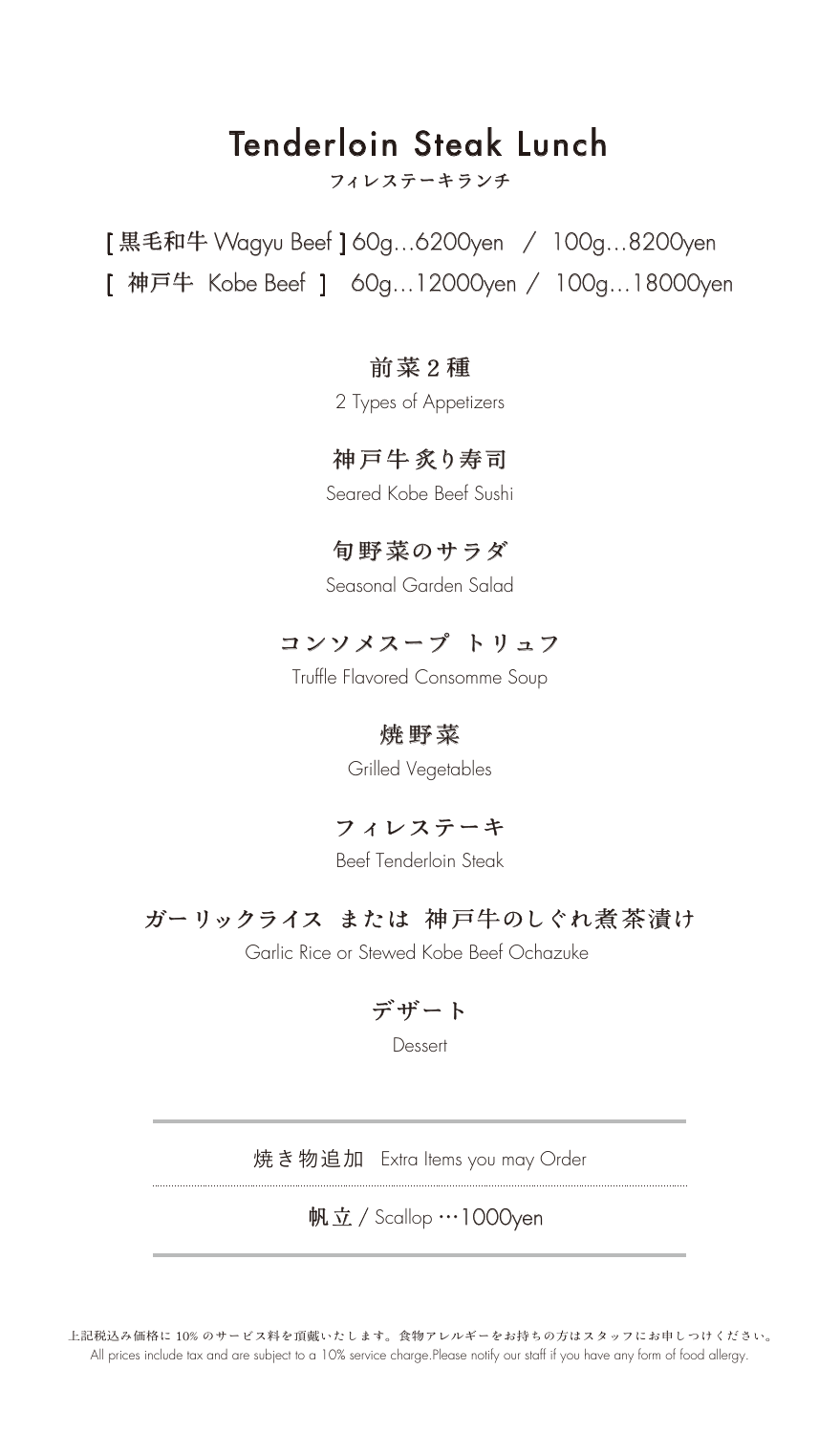# Tenderloin Steak Lunch

フィレステーキランチ

[ 黒毛和牛 Wagyu Beef ] 60g…6200yen / 100g…8200yen

[ 神戸牛 Kobe Beef ] 60g…12000yen / 100g…18000yen

**前菜2種**

2 Types of Appetizers

**神戸牛炙り寿司**

Seared Kobe Beef Sushi

**旬野菜のサラダ**

Seasonal Garden Salad

**コンソメスープ トリュフ**

Truffle Flavored Consomme Soup

**焼野菜**

Grilled Vegetables

**フィレステーキ**

Beef Tenderloin Steak

**ガーリックライス または 神戸牛のしぐれ煮茶漬け**

Garlic Rice or Stewed Kobe Beef Ochazuke

**デザート**

Dessert

---

焼き物追加 Extra Items you may Order

帆立 / Scallop …1000yen

---

上記税込み価格に 10% のサービス料を頂戴いたします。食物アレルギーをお持ちの方はスタッフにお申しつけください。

All prices include tax and are subject to a 10% service charge.Please notify our staff if you have any form of food allergy.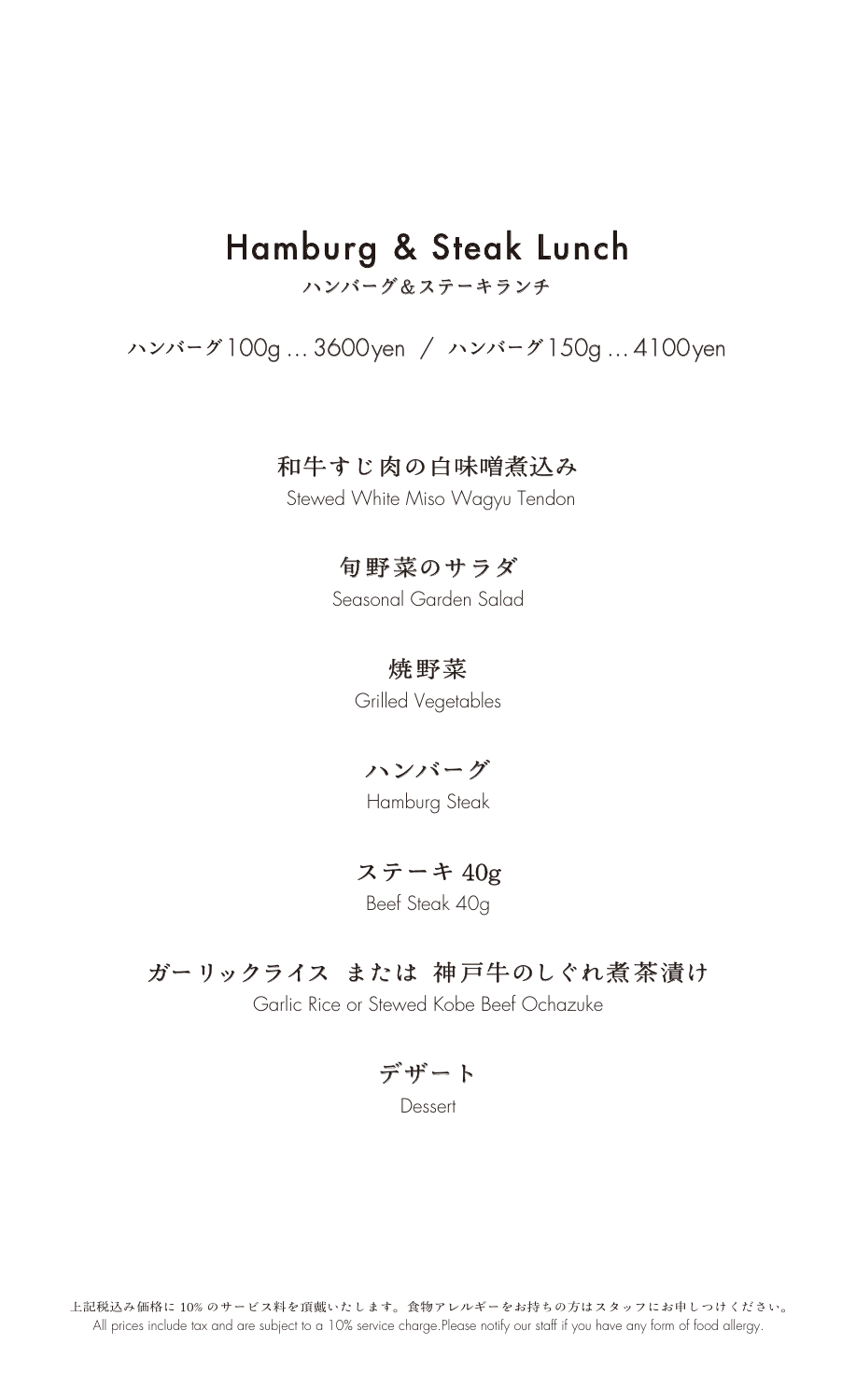# Hamburg & Steak Lunch

ハンバーグ＆ステーキランチ

ハンバーグ100g … 3600yen ／ ハンバーグ150g … 4100yen

**和牛すじ肉の白味噌煮込み**

Stewed White Miso Wagyu Tendon

**旬野菜のサラダ**

Seasonal Garden Salad

**焼野菜**

Grilled Vegetables

**ハンバーグ**

Hamburg Steak

**ステーキ 40g**

Beef Steak 40g

**ガーリックライス または 神戸牛のしぐれ煮茶漬け**

Garlic Rice or Stewed Kobe Beef Ochazuke

**デザート**

Dessert

上記税込み価格に 10% のサービス料を頂戴いたします。食物アレルギーをお持ちの方はスタッフにお申しつけください。
All prices include tax and are subject to a 10% service charge.Please notify our staff if you have any form of food allergy.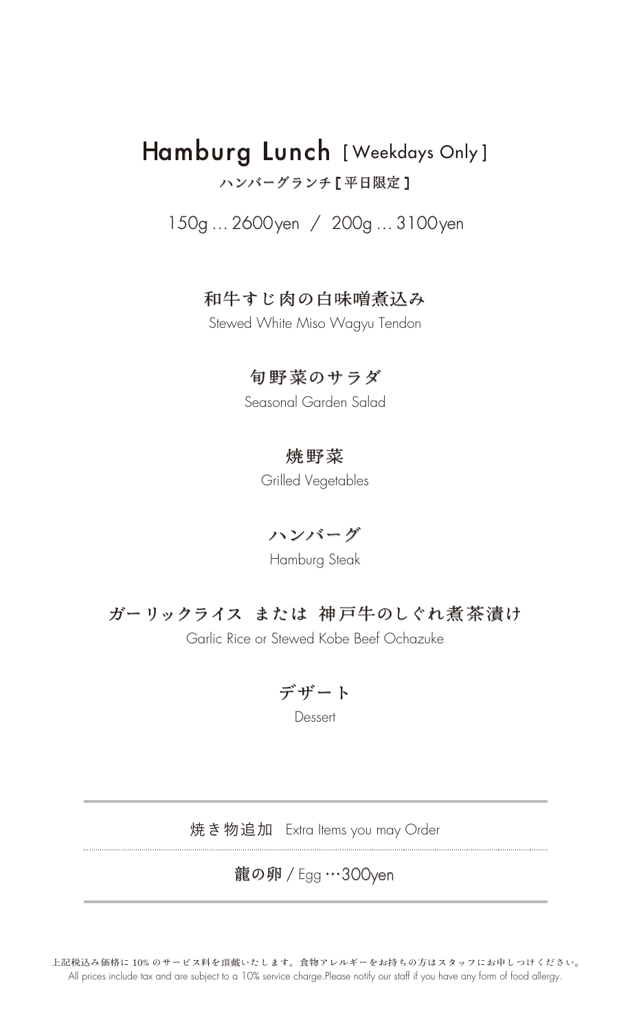# Hamburg Lunch [ Weekdays Only ]

ハンバーグランチ [ 平日限定 ]

150g … 2600yen / 200g … 3100yen

### 和牛すじ肉の白味噌煮込み

Stewed White Miso Wagyu Tendon

### 旬野菜のサラダ

Seasonal Garden Salad

### 焼野菜

Grilled Vegetables

### ハンバーグ

Hamburg Steak

### ガーリックライス または 神戸牛のしぐれ煮茶漬け

Garlic Rice or Stewed Kobe Beef Ochazuke

### デザート

Dessert

---

焼き物追加 Extra Items you may Order

**龍の卵** / Egg …300yen

---

上記税込み価格に 10% のサービス料を頂戴いたします。食物アレルギーをお持ちの方はスタッフにお申しつけください。
All prices include tax and are subject to a 10% service charge.Please notify our staff if you have any form of food allergy.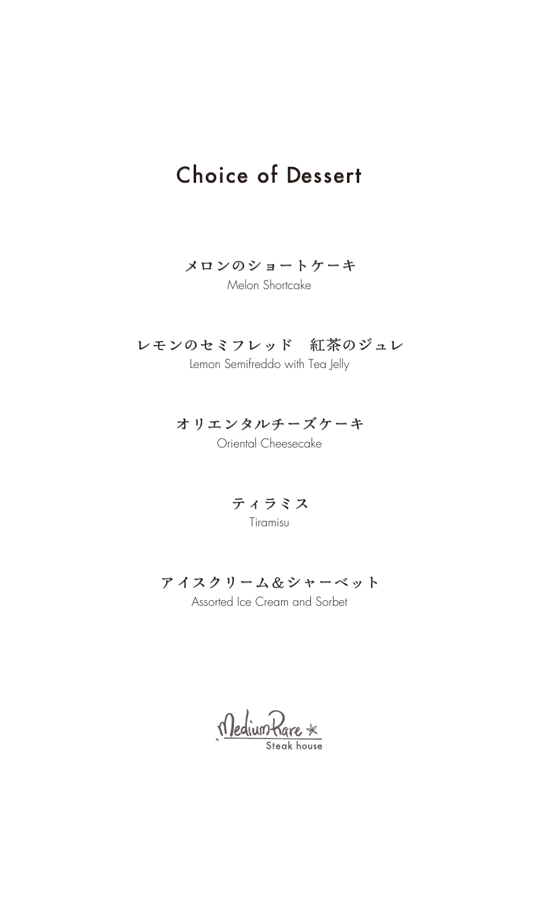# Choice of Dessert

**メロンのショートケーキ**
Melon Shortcake

**レモンのセミフレッド　紅茶のジュレ**
Lemon Semifreddo with Tea Jelly

**オリエンタルチーズケーキ**
Oriental Cheesecake

**ティラミス**
Tiramisu

**アイスクリーム＆シャーベット**
Assorted Ice Cream and Sorbet

MediumRare ★
Steak house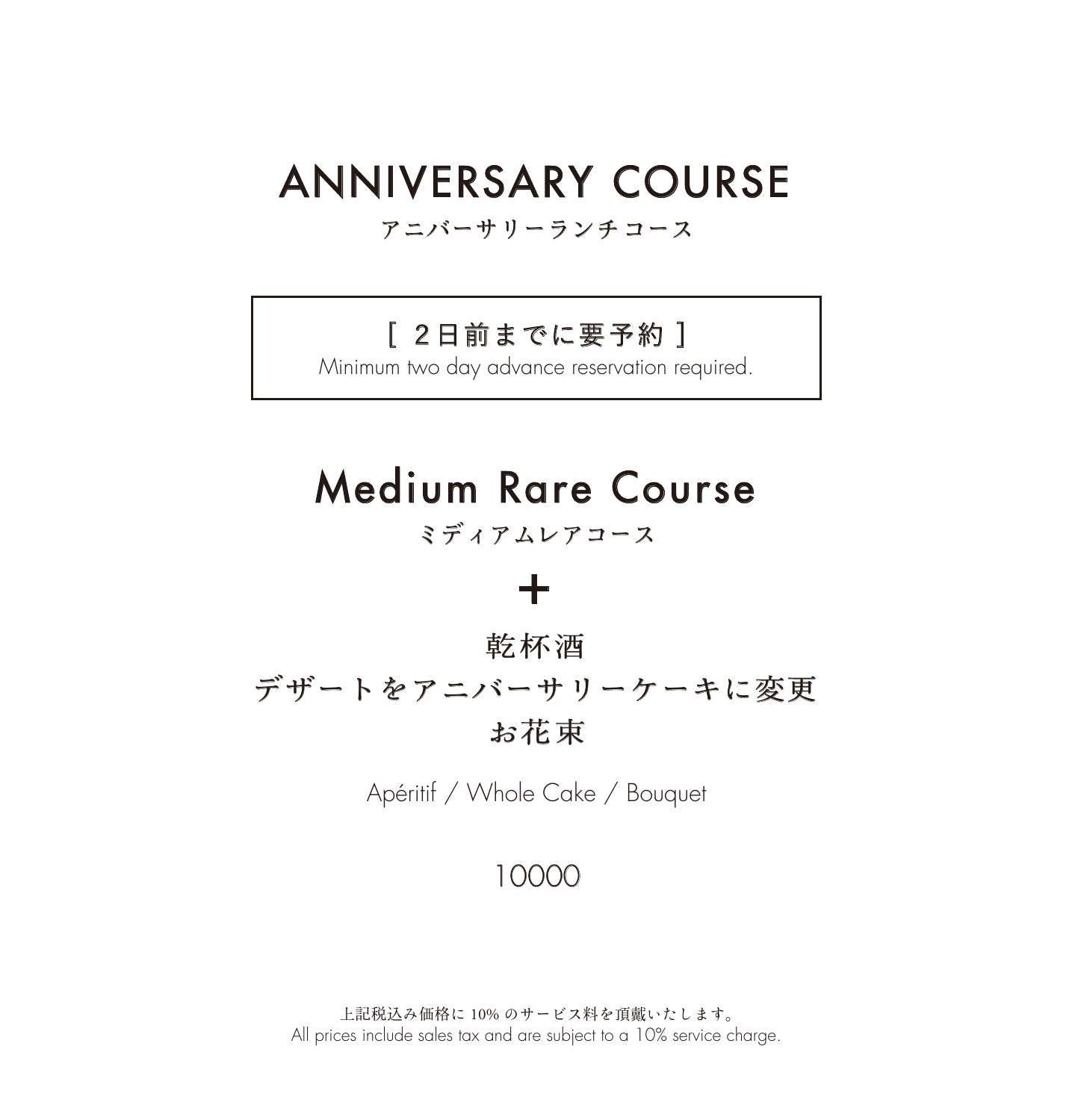# ANNIVERSARY COURSE

アニバーサリーランチコース

[ 2日前までに要予約 ]
Minimum two day advance reservation required.

## Medium Rare Course

ミディアムレアコース

+

乾杯酒
デザートをアニバーサリーケーキに変更
お花束

Apéritif / Whole Cake / Bouquet

10000

上記税込み価格に 10% のサービス料を頂戴いたします。
All prices include sales tax and are subject to a 10% service charge.